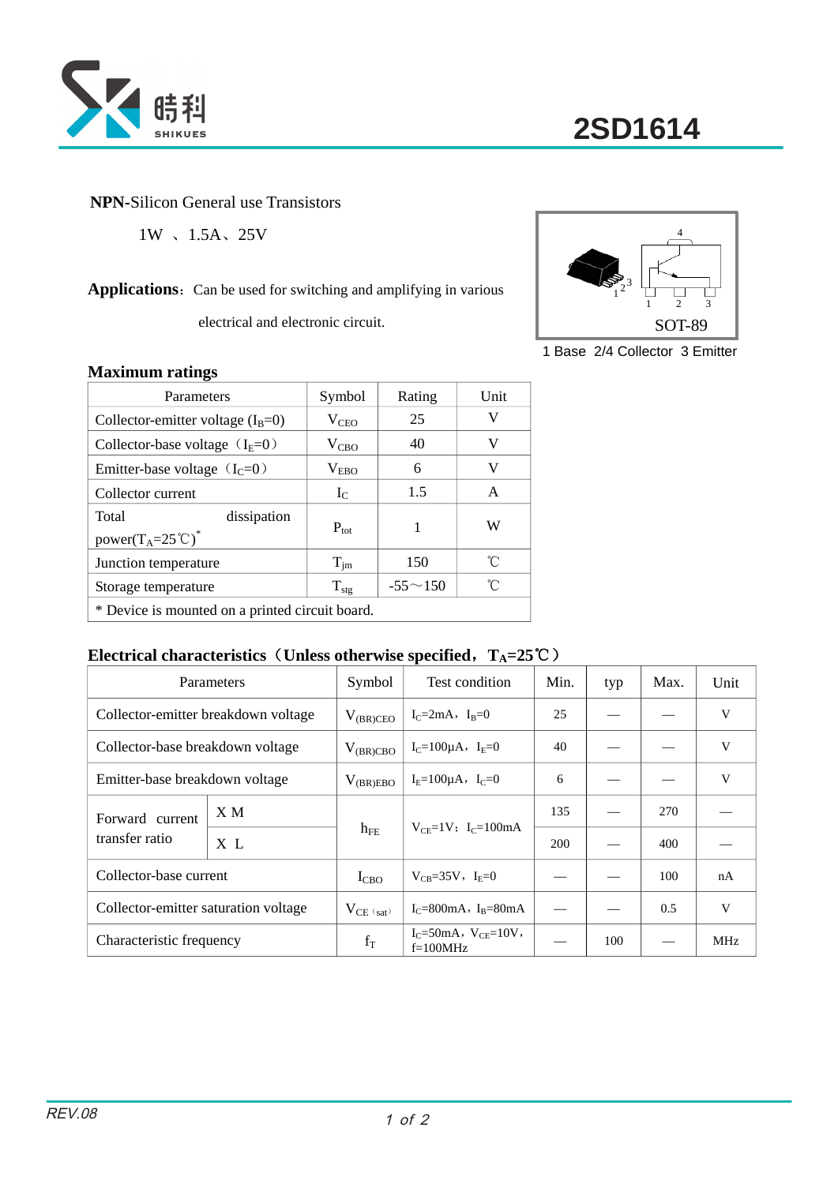# 2SD1614

**NPN**-Silicon General use Transistors

1W 、1.5A、25V

**Applications**：Can be used for switching and amplifying in various electrical and electronic circuit.

SOT-89

1 Base 2/4 Collector 3 Emitter

## Maximum ratings

| Parameters | Symbol | Rating | Unit |
|---|---|---|---|
| Collector-emitter voltage ($I_B$=0) | $V_{CEO}$ | 25 | V |
| Collector-base voltage （$I_E$=0） | $V_{CBO}$ | 40 | V |
| Emitter-base voltage （$I_C$=0） | $V_{EBO}$ | 6 | V |
| Collector current | $I_C$ | 1.5 | A |
| Total dissipation power($T_A$=25℃)* | $P_{tot}$ | 1 | W |
| Junction temperature | $T_{jm}$ | 150 | ℃ |
| Storage temperature | $T_{stg}$ | -55～150 | ℃ |
| * Device is mounted on a printed circuit board. | | | |

## Electrical characteristics（Unless otherwise specified，$T_A$=25℃）

| Parameters | | Symbol | Test condition | Min. | typ | Max. | Unit |
|---|---|---|---|---|---|---|---|
| Collector-emitter breakdown voltage | | $V_{(BR)CEO}$ | $I_C$=2mA，$I_B$=0 | 25 | — | — | V |
| Collector-base breakdown voltage | | $V_{(BR)CBO}$ | $I_C$=100μA，$I_E$=0 | 40 | — | — | V |
| Emitter-base breakdown voltage | | $V_{(BR)EBO}$ | $I_E$=100μA，$I_C$=0 | 6 | — | — | V |
| Forward current transfer ratio | X M | $h_{FE}$ | $V_{CE}$=1V；$I_C$=100mA | 135 | — | 270 | — |
| | X L | | | 200 | — | 400 | — |
| Collector-base current | | $I_{CBO}$ | $V_{CB}$=35V，$I_E$=0 | — | — | 100 | nA |
| Collector-emitter saturation voltage | | $V_{CE（sat）}$ | $I_C$=800mA，$I_B$=80mA | — | — | 0.5 | V |
| Characteristic frequency | | $f_T$ | $I_C$=50mA，$V_{CE}$=10V，f=100MHz | — | 100 | — | MHz |

REV.08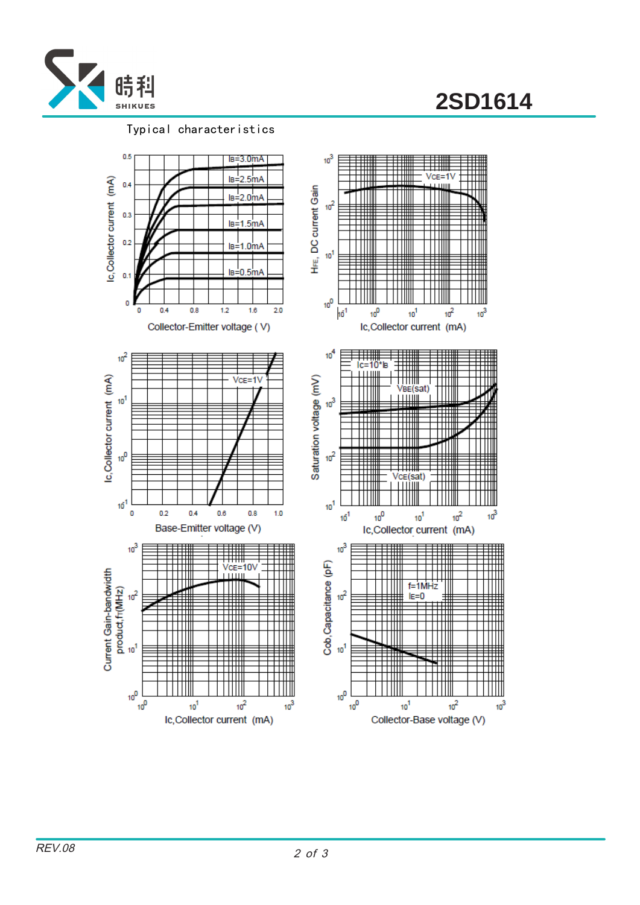# 2SD1614

Typical characteristics

Collector-Emitter voltage ( V)

Ic,Collector current (mA)

IB=3.0mA, IB=2.5mA, IB=2.0mA, IB=1.5mA, IB=1.0mA, IB=0.5mA

HFE, DC current Gain

VCE=1V

Ic,Collector current (mA)

Ic,Collector current (mA)

VCE=1V

Base-Emitter voltage (V)

Saturation voltage (mV)

Ic=10*IB

VBE(sat)

VCE(sat)

Ic,Collector current (mA)

Current Gain-bandwidth product,fT(MHz)

VCE=10V

Ic,Collector current (mA)

Cob,Capacitance (pF)

f=1MHz

IE=0

Collector-Base voltage (V)

REV.08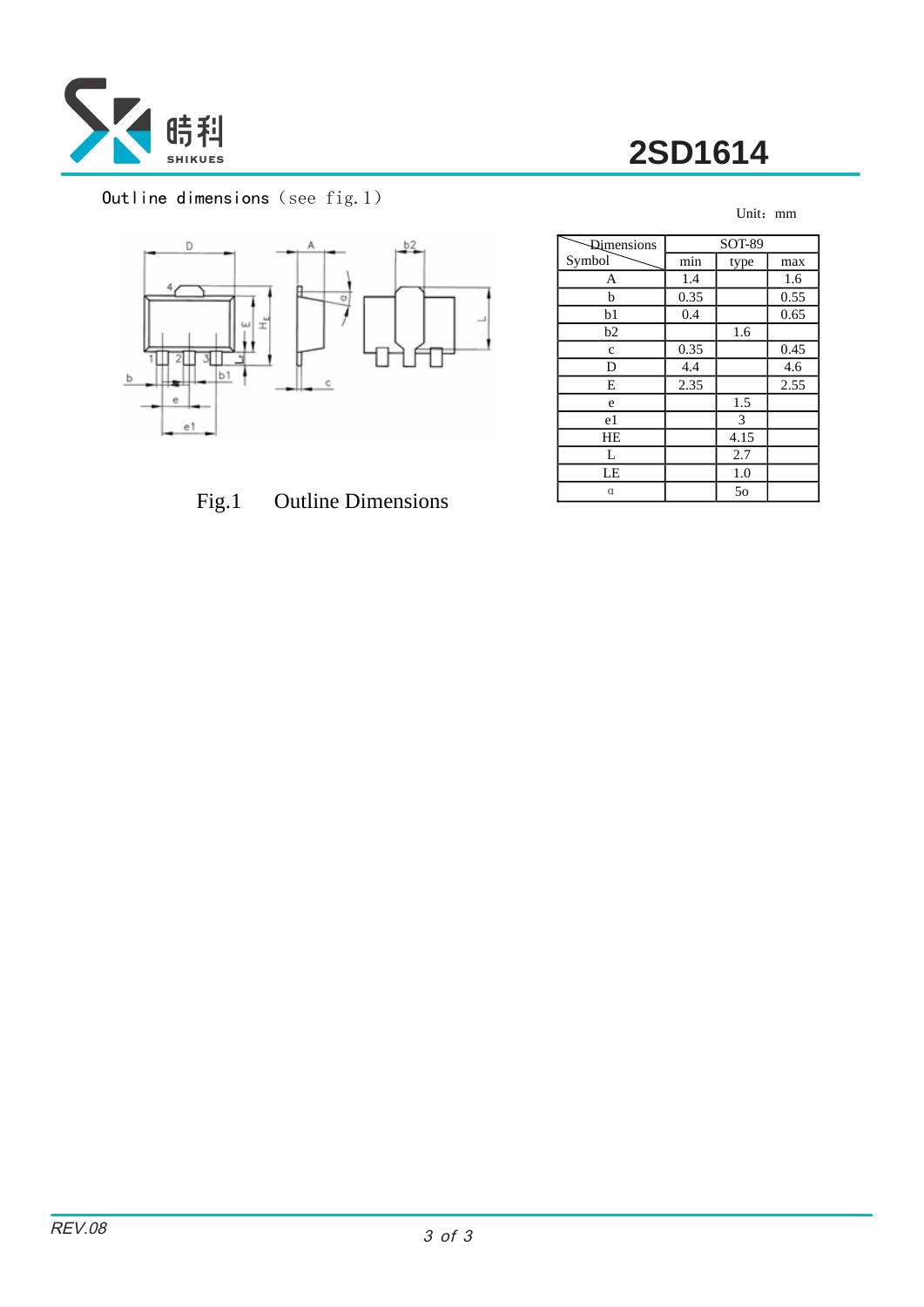Outline dimensions（see fig.1）

Unit：mm

Fig.1 Outline Dimensions

| Dimensions / Symbol | SOT-89 | | |
|---|---|---|---|
| | min | type | max |
| A | 1.4 | | 1.6 |
| b | 0.35 | | 0.55 |
| b1 | 0.4 | | 0.65 |
| b2 | | 1.6 | |
| c | 0.35 | | 0.45 |
| D | 4.4 | | 4.6 |
| E | 2.35 | | 2.55 |
| e | | 1.5 | |
| e1 | | 3 | |
| HE | | 4.15 | |
| L | | 2.7 | |
| LE | | 1.0 | |
| α | | 5o | |